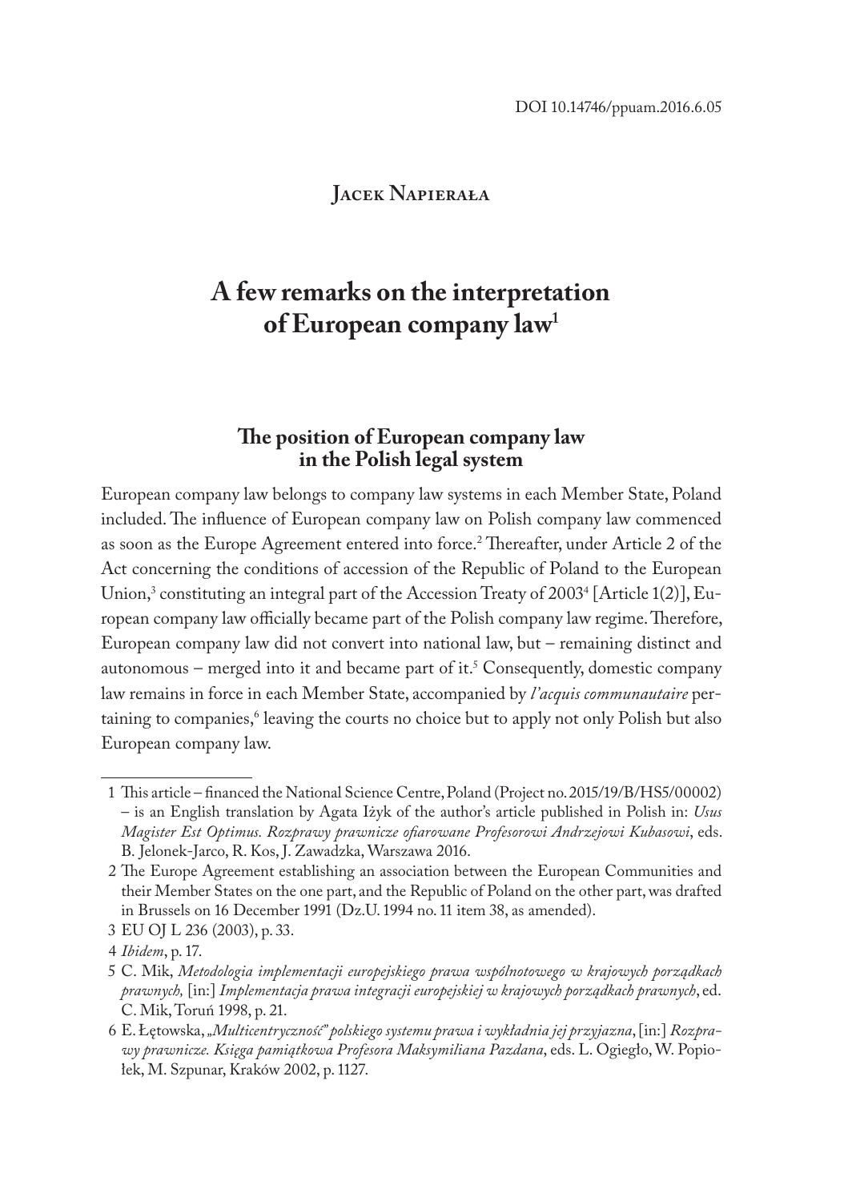DOI 10.14746/ppuam.2016.6.05

**Jacek Napierała**

# A few remarks on the interpretation of European company law[1]

## The position of European company law in the Polish legal system

European company law belongs to company law systems in each Member State, Poland included. The influence of European company law on Polish company law commenced as soon as the Europe Agreement entered into force.[2] Thereafter, under Article 2 of the Act concerning the conditions of accession of the Republic of Poland to the European Union,[3] constituting an integral part of the Accession Treaty of 2003[4] [Article 1(2)], European company law officially became part of the Polish company law regime. Therefore, European company law did not convert into national law, but – remaining distinct and autonomous – merged into it and became part of it.[5] Consequently, domestic company law remains in force in each Member State, accompanied by *l'acquis communautaire* pertaining to companies,[6] leaving the courts no choice but to apply not only Polish but also European company law.

---

1 This article – financed the National Science Centre, Poland (Project no. 2015/19/B/HS5/00002) – is an English translation by Agata Iżyk of the author's article published in Polish in: *Usus Magister Est Optimus. Rozprawy prawnicze ofiarowane Profesorowi Andrzejowi Kubasowi*, eds. B. Jelonek-Jarco, R. Kos, J. Zawadzka, Warszawa 2016.

2 The Europe Agreement establishing an association between the European Communities and their Member States on the one part, and the Republic of Poland on the other part, was drafted in Brussels on 16 December 1991 (Dz.U. 1994 no. 11 item 38, as amended).

3 EU OJ L 236 (2003), p. 33.

4 *Ibidem*, p. 17.

5 C. Mik, *Metodologia implementacji europejskiego prawa wspólnotowego w krajowych porządkach prawnych,* [in:] *Implementacja prawa integracji europejskiej w krajowych porządkach prawnych*, ed. C. Mik, Toruń 1998, p. 21.

6 E. Łętowska, *„Multicentryczność" polskiego systemu prawa i wykładnia jej przyjazna*, [in:] *Rozprawy prawnicze. Księga pamiątkowa Profesora Maksymiliana Pazdana*, eds. L. Ogiegło, W. Popiołek, M. Szpunar, Kraków 2002, p. 1127.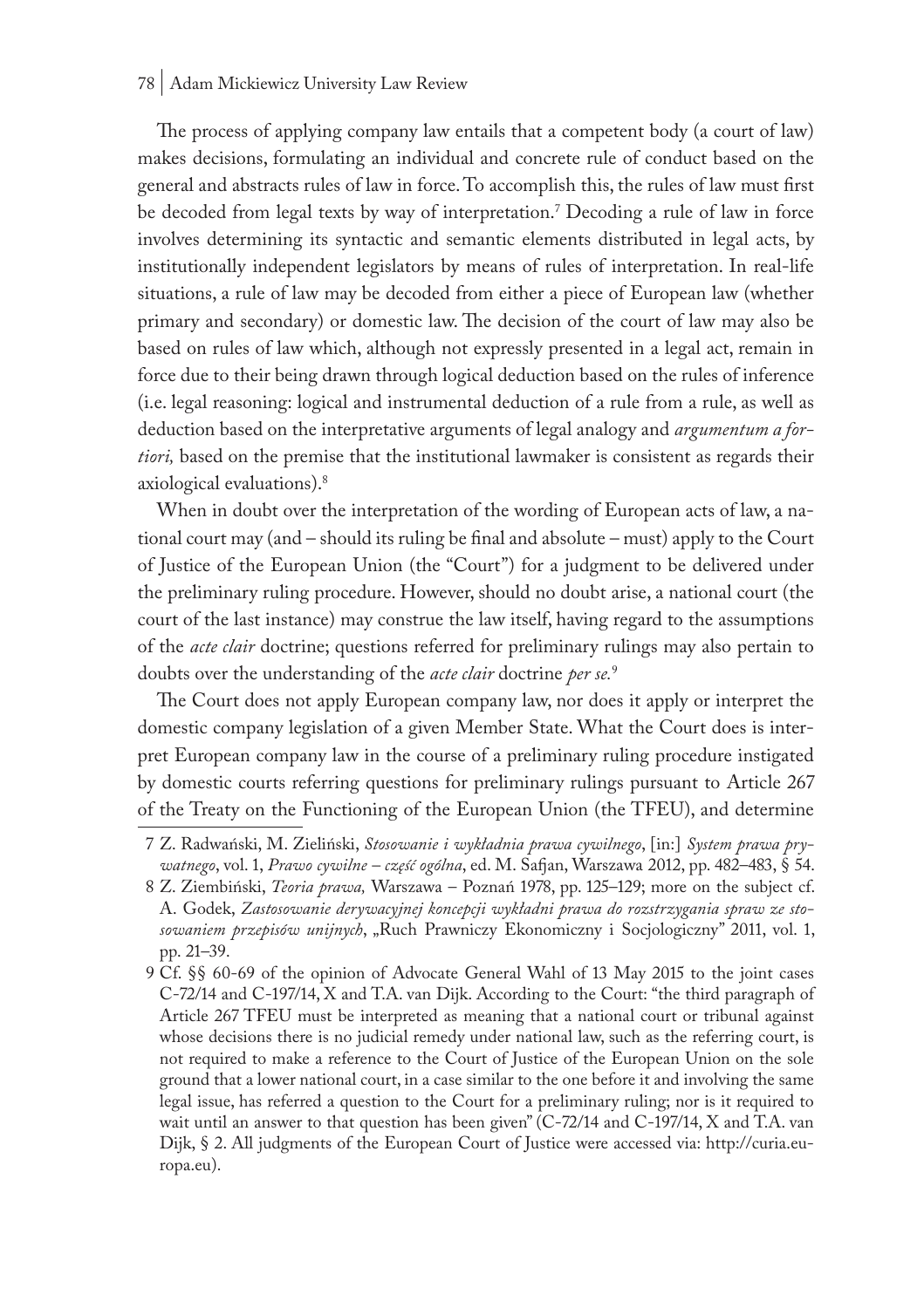The process of applying company law entails that a competent body (a court of law) makes decisions, formulating an individual and concrete rule of conduct based on the general and abstracts rules of law in force. To accomplish this, the rules of law must first be decoded from legal texts by way of interpretation.[7] Decoding a rule of law in force involves determining its syntactic and semantic elements distributed in legal acts, by institutionally independent legislators by means of rules of interpretation. In real-life situations, a rule of law may be decoded from either a piece of European law (whether primary and secondary) or domestic law. The decision of the court of law may also be based on rules of law which, although not expressly presented in a legal act, remain in force due to their being drawn through logical deduction based on the rules of inference (i.e. legal reasoning: logical and instrumental deduction of a rule from a rule, as well as deduction based on the interpretative arguments of legal analogy and *argumentum a fortiori,* based on the premise that the institutional lawmaker is consistent as regards their axiological evaluations).[8]

When in doubt over the interpretation of the wording of European acts of law, a national court may (and – should its ruling be final and absolute – must) apply to the Court of Justice of the European Union (the "Court") for a judgment to be delivered under the preliminary ruling procedure. However, should no doubt arise, a national court (the court of the last instance) may construe the law itself, having regard to the assumptions of the *acte clair* doctrine; questions referred for preliminary rulings may also pertain to doubts over the understanding of the *acte clair* doctrine *per se.*[9]

The Court does not apply European company law, nor does it apply or interpret the domestic company legislation of a given Member State. What the Court does is interpret European company law in the course of a preliminary ruling procedure instigated by domestic courts referring questions for preliminary rulings pursuant to Article 267 of the Treaty on the Functioning of the European Union (the TFEU), and determine

7 Z. Radwański, M. Zieliński, *Stosowanie i wykładnia prawa cywilnego*, [in:] *System prawa prywatnego*, vol. 1, *Prawo cywilne – część ogólna*, ed. M. Safjan, Warszawa 2012, pp. 482–483, § 54.

8 Z. Ziembiński, *Teoria prawa,* Warszawa – Poznań 1978, pp. 125–129; more on the subject cf. A. Godek, *Zastosowanie derywacyjnej koncepcji wykładni prawa do rozstrzygania spraw ze stosowaniem przepisów unijnych*, „Ruch Prawniczy Ekonomiczny i Socjologiczny" 2011, vol. 1, pp. 21–39.

9 Cf. §§ 60-69 of the opinion of Advocate General Wahl of 13 May 2015 to the joint cases C-72/14 and C-197/14, X and T.A. van Dijk. According to the Court: "the third paragraph of Article 267 TFEU must be interpreted as meaning that a national court or tribunal against whose decisions there is no judicial remedy under national law, such as the referring court, is not required to make a reference to the Court of Justice of the European Union on the sole ground that a lower national court, in a case similar to the one before it and involving the same legal issue, has referred a question to the Court for a preliminary ruling; nor is it required to wait until an answer to that question has been given" (C-72/14 and C-197/14, X and T.A. van Dijk, § 2. All judgments of the European Court of Justice were accessed via: http://curia.europa.eu).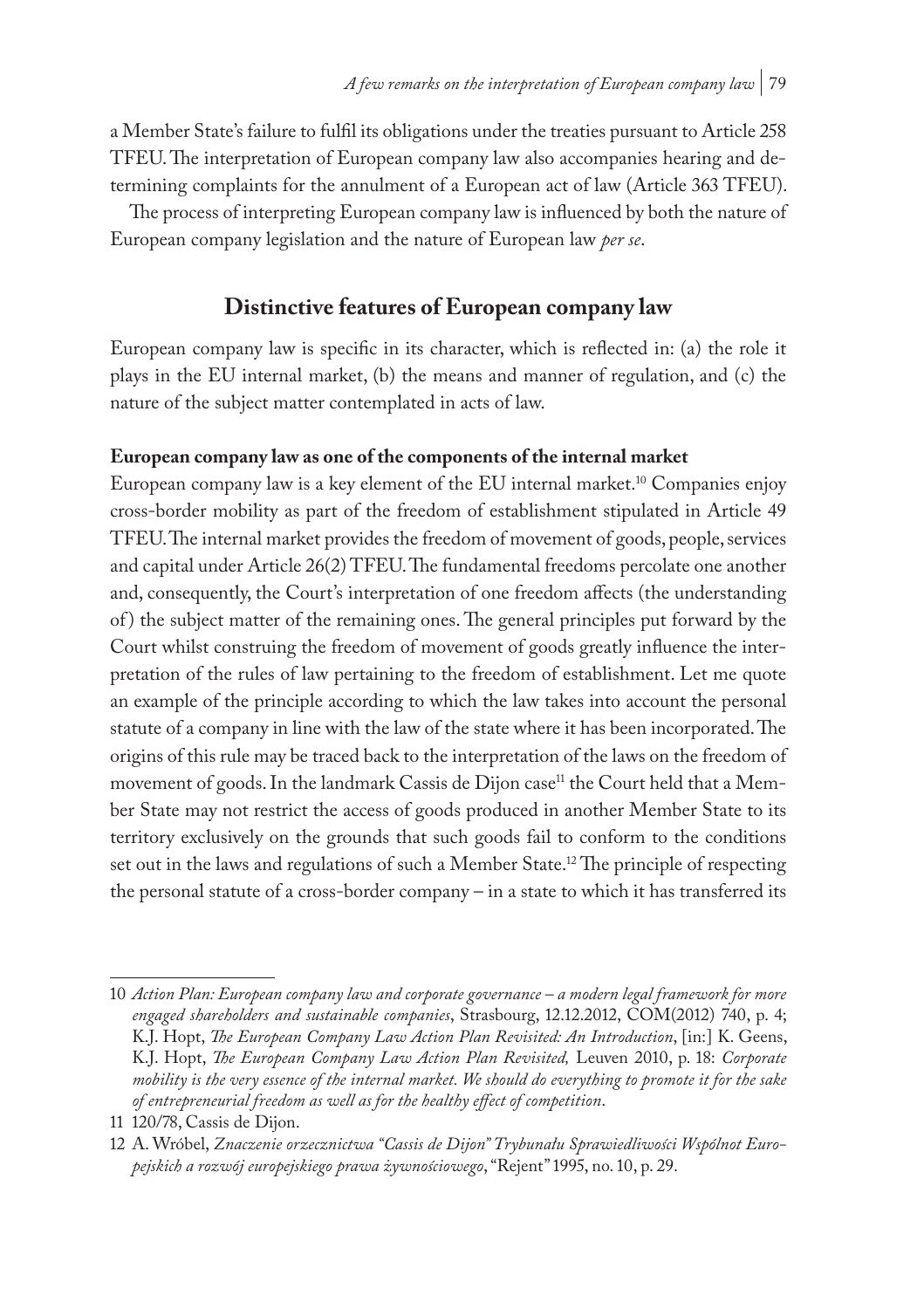a Member State's failure to fulfil its obligations under the treaties pursuant to Article 258 TFEU. The interpretation of European company law also accompanies hearing and determining complaints for the annulment of a European act of law (Article 363 TFEU).

The process of interpreting European company law is influenced by both the nature of European company legislation and the nature of European law *per se*.

## Distinctive features of European company law

European company law is specific in its character, which is reflected in: (a) the role it plays in the EU internal market, (b) the means and manner of regulation, and (c) the nature of the subject matter contemplated in acts of law.

### European company law as one of the components of the internal market

European company law is a key element of the EU internal market.[10] Companies enjoy cross-border mobility as part of the freedom of establishment stipulated in Article 49 TFEU. The internal market provides the freedom of movement of goods, people, services and capital under Article 26(2) TFEU. The fundamental freedoms percolate one another and, consequently, the Court's interpretation of one freedom affects (the understanding of) the subject matter of the remaining ones. The general principles put forward by the Court whilst construing the freedom of movement of goods greatly influence the interpretation of the rules of law pertaining to the freedom of establishment. Let me quote an example of the principle according to which the law takes into account the personal statute of a company in line with the law of the state where it has been incorporated. The origins of this rule may be traced back to the interpretation of the laws on the freedom of movement of goods. In the landmark Cassis de Dijon case[11] the Court held that a Member State may not restrict the access of goods produced in another Member State to its territory exclusively on the grounds that such goods fail to conform to the conditions set out in the laws and regulations of such a Member State.[12] The principle of respecting the personal statute of a cross-border company – in a state to which it has transferred its

---

10 *Action Plan: European company law and corporate governance – a modern legal framework for more engaged shareholders and sustainable companies*, Strasbourg, 12.12.2012, COM(2012) 740, p. 4; K.J. Hopt, *The European Company Law Action Plan Revisited: An Introduction*, [in:] K. Geens, K.J. Hopt, *The European Company Law Action Plan Revisited,* Leuven 2010, p. 18: *Corporate mobility is the very essence of the internal market. We should do everything to promote it for the sake of entrepreneurial freedom as well as for the healthy effect of competition*.

11 120/78, Cassis de Dijon.

12 A. Wróbel, *Znaczenie orzecznictwa "Cassis de Dijon" Trybunału Sprawiedliwości Wspólnot Europejskich a rozwój europejskiego prawa żywnościowego*, "Rejent" 1995, no. 10, p. 29.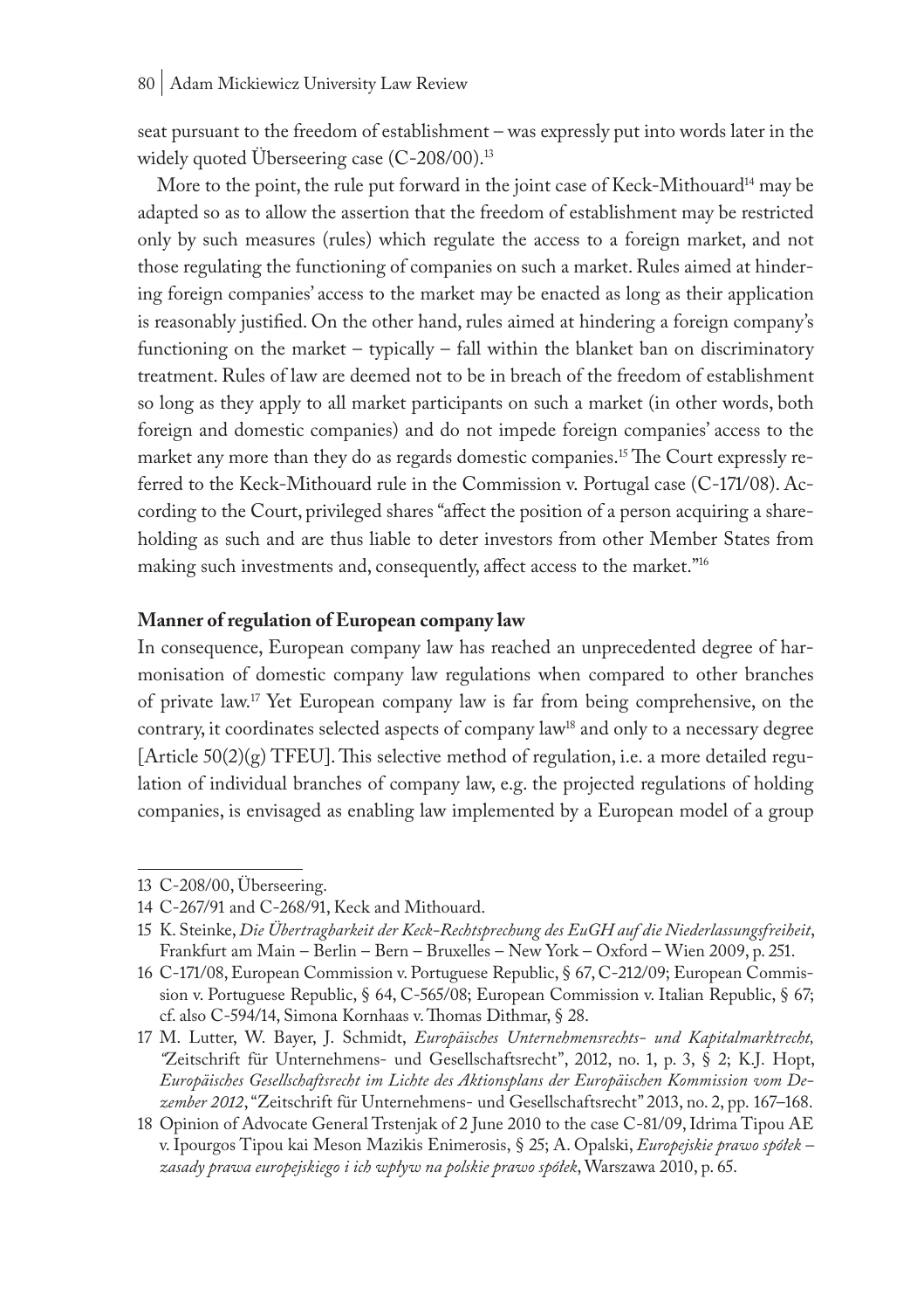seat pursuant to the freedom of establishment – was expressly put into words later in the widely quoted Überseering case (C-208/00).[13]

More to the point, the rule put forward in the joint case of Keck-Mithouard[14] may be adapted so as to allow the assertion that the freedom of establishment may be restricted only by such measures (rules) which regulate the access to a foreign market, and not those regulating the functioning of companies on such a market. Rules aimed at hindering foreign companies' access to the market may be enacted as long as their application is reasonably justified. On the other hand, rules aimed at hindering a foreign company's functioning on the market – typically – fall within the blanket ban on discriminatory treatment. Rules of law are deemed not to be in breach of the freedom of establishment so long as they apply to all market participants on such a market (in other words, both foreign and domestic companies) and do not impede foreign companies' access to the market any more than they do as regards domestic companies.[15] The Court expressly referred to the Keck-Mithouard rule in the Commission v. Portugal case (C-171/08). According to the Court, privileged shares "affect the position of a person acquiring a shareholding as such and are thus liable to deter investors from other Member States from making such investments and, consequently, affect access to the market."[16]

**Manner of regulation of European company law**

In consequence, European company law has reached an unprecedented degree of harmonisation of domestic company law regulations when compared to other branches of private law.[17] Yet European company law is far from being comprehensive, on the contrary, it coordinates selected aspects of company law[18] and only to a necessary degree [Article 50(2)(g) TFEU]. This selective method of regulation, i.e. a more detailed regulation of individual branches of company law, e.g. the projected regulations of holding companies, is envisaged as enabling law implemented by a European model of a group

---

13 C-208/00, Überseering.

14 C-267/91 and C-268/91, Keck and Mithouard.

15 K. Steinke, *Die Übertragbarkeit der Keck-Rechtsprechung des EuGH auf die Niederlassungsfreiheit*, Frankfurt am Main – Berlin – Bern – Bruxelles – New York – Oxford – Wien 2009, p. 251.

16 C-171/08, European Commission v. Portuguese Republic, § 67, C-212/09; European Commission v. Portuguese Republic, § 64, C-565/08; European Commission v. Italian Republic, § 67; cf. also C-594/14, Simona Kornhaas v. Thomas Dithmar, § 28.

17 M. Lutter, W. Bayer, J. Schmidt, *Europäisches Unternehmensrechts- und Kapitalmarktrecht,* "Zeitschrift für Unternehmens- und Gesellschaftsrecht", 2012, no. 1, p. 3, § 2; K.J. Hopt, *Europäisches Gesellschaftsrecht im Lichte des Aktionsplans der Europäischen Kommission vom Dezember 2012*, "Zeitschrift für Unternehmens- und Gesellschaftsrecht" 2013, no. 2, pp. 167–168.

18 Opinion of Advocate General Trstenjak of 2 June 2010 to the case C-81/09, Idrima Tipou AE v. Ipourgos Tipou kai Meson Mazikis Enimerosis, § 25; A. Opalski, *Europejskie prawo spółek – zasady prawa europejskiego i ich wpływ na polskie prawo spółek*, Warszawa 2010, p. 65.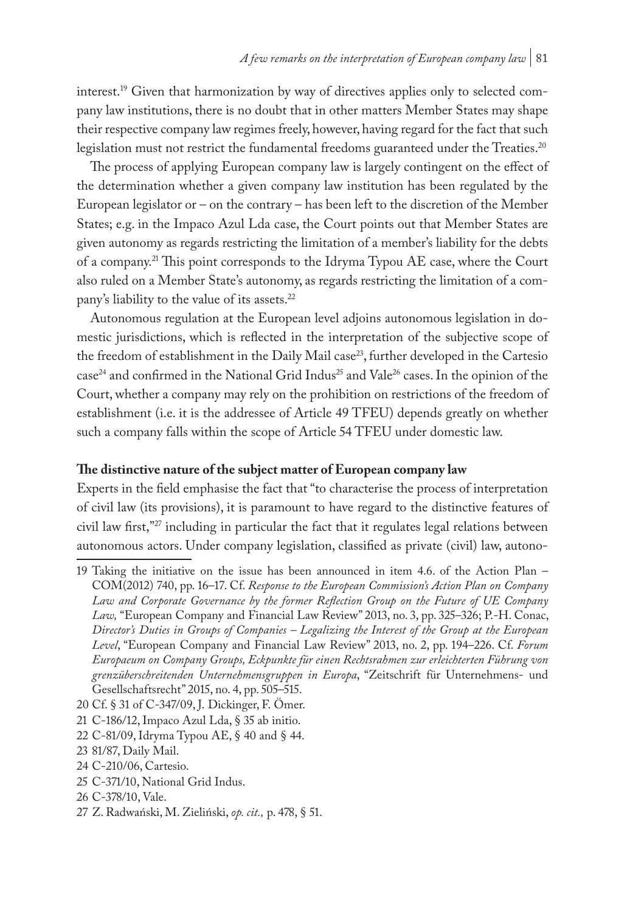interest.[19] Given that harmonization by way of directives applies only to selected company law institutions, there is no doubt that in other matters Member States may shape their respective company law regimes freely, however, having regard for the fact that such legislation must not restrict the fundamental freedoms guaranteed under the Treaties.[20]

The process of applying European company law is largely contingent on the effect of the determination whether a given company law institution has been regulated by the European legislator or – on the contrary – has been left to the discretion of the Member States; e.g. in the Impaco Azul Lda case, the Court points out that Member States are given autonomy as regards restricting the limitation of a member's liability for the debts of a company.[21] This point corresponds to the Idryma Typou AE case, where the Court also ruled on a Member State's autonomy, as regards restricting the limitation of a company's liability to the value of its assets.[22]

Autonomous regulation at the European level adjoins autonomous legislation in domestic jurisdictions, which is reflected in the interpretation of the subjective scope of the freedom of establishment in the Daily Mail case[23], further developed in the Cartesio case[24] and confirmed in the National Grid Indus[25] and Vale[26] cases. In the opinion of the Court, whether a company may rely on the prohibition on restrictions of the freedom of establishment (i.e. it is the addressee of Article 49 TFEU) depends greatly on whether such a company falls within the scope of Article 54 TFEU under domestic law.

**The distinctive nature of the subject matter of European company law**

Experts in the field emphasise the fact that "to characterise the process of interpretation of civil law (its provisions), it is paramount to have regard to the distinctive features of civil law first,"[27] including in particular the fact that it regulates legal relations between autonomous actors. Under company legislation, classified as private (civil) law, autono-

---

19 Taking the initiative on the issue has been announced in item 4.6. of the Action Plan – COM(2012) 740, pp. 16–17. Cf. *Response to the European Commission's Action Plan on Company Law and Corporate Governance by the former Reflection Group on the Future of UE Company Law,* "European Company and Financial Law Review" 2013, no. 3, pp. 325–326; P.-H. Conac, *Director's Duties in Groups of Companies – Legalizing the Interest of the Group at the European Level*, "European Company and Financial Law Review" 2013, no. 2, pp. 194–226. Cf. *Forum Europaeum on Company Groups, Eckpunkte für einen Rechtsrahmen zur erleichterten Führung von grenzüberschreitenden Unternehmensgruppen in Europa*, "Zeitschrift für Unternehmens- und Gesellschaftsrecht" 2015, no. 4, pp. 505–515.

20 Cf. § 31 of C-347/09, J. Dickinger, F. Ömer.

21 C-186/12, Impaco Azul Lda, § 35 ab initio.

22 C-81/09, Idryma Typou AE, § 40 and § 44.

23 81/87, Daily Mail.

24 C-210/06, Cartesio.

25 C-371/10, National Grid Indus.

26 C-378/10, Vale.

27 Z. Radwański, M. Zieliński, *op. cit.,* p. 478, § 51.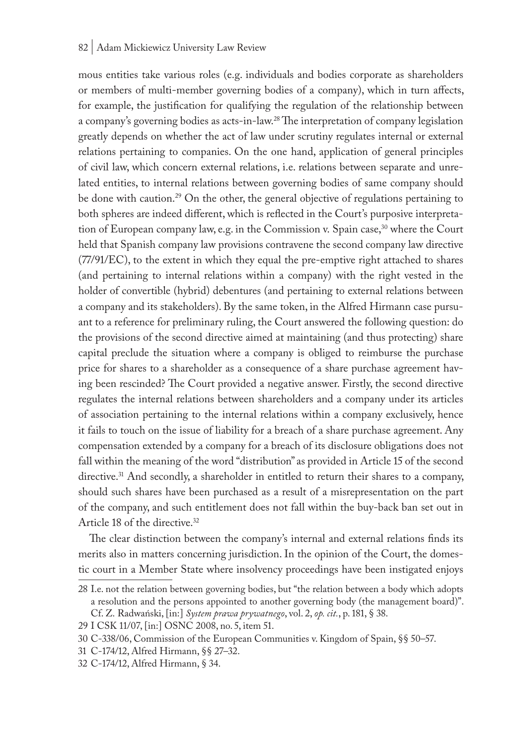mous entities take various roles (e.g. individuals and bodies corporate as shareholders or members of multi-member governing bodies of a company), which in turn affects, for example, the justification for qualifying the regulation of the relationship between a company's governing bodies as acts-in-law.[28] The interpretation of company legislation greatly depends on whether the act of law under scrutiny regulates internal or external relations pertaining to companies. On the one hand, application of general principles of civil law, which concern external relations, i.e. relations between separate and unrelated entities, to internal relations between governing bodies of same company should be done with caution.[29] On the other, the general objective of regulations pertaining to both spheres are indeed different, which is reflected in the Court's purposive interpretation of European company law, e.g. in the Commission v. Spain case,[30] where the Court held that Spanish company law provisions contravene the second company law directive (77/91/EC), to the extent in which they equal the pre-emptive right attached to shares (and pertaining to internal relations within a company) with the right vested in the holder of convertible (hybrid) debentures (and pertaining to external relations between a company and its stakeholders). By the same token, in the Alfred Hirmann case pursuant to a reference for preliminary ruling, the Court answered the following question: do the provisions of the second directive aimed at maintaining (and thus protecting) share capital preclude the situation where a company is obliged to reimburse the purchase price for shares to a shareholder as a consequence of a share purchase agreement having been rescinded? The Court provided a negative answer. Firstly, the second directive regulates the internal relations between shareholders and a company under its articles of association pertaining to the internal relations within a company exclusively, hence it fails to touch on the issue of liability for a breach of a share purchase agreement. Any compensation extended by a company for a breach of its disclosure obligations does not fall within the meaning of the word "distribution" as provided in Article 15 of the second directive.[31] And secondly, a shareholder in entitled to return their shares to a company, should such shares have been purchased as a result of a misrepresentation on the part of the company, and such entitlement does not fall within the buy-back ban set out in Article 18 of the directive.[32]

The clear distinction between the company's internal and external relations finds its merits also in matters concerning jurisdiction. In the opinion of the Court, the domestic court in a Member State where insolvency proceedings have been instigated enjoys

---

28 I.e. not the relation between governing bodies, but "the relation between a body which adopts a resolution and the persons appointed to another governing body (the management board)". Cf. Z. Radwański, [in:] *System prawa prywatnego*, vol. 2, *op. cit.*, p. 181, § 38.

29 I CSK 11/07, [in:] OSNC 2008, no. 5, item 51.

30 C-338/06, Commission of the European Communities v. Kingdom of Spain, §§ 50–57.

31 C-174/12, Alfred Hirmann, §§ 27–32.

32 C-174/12, Alfred Hirmann, § 34.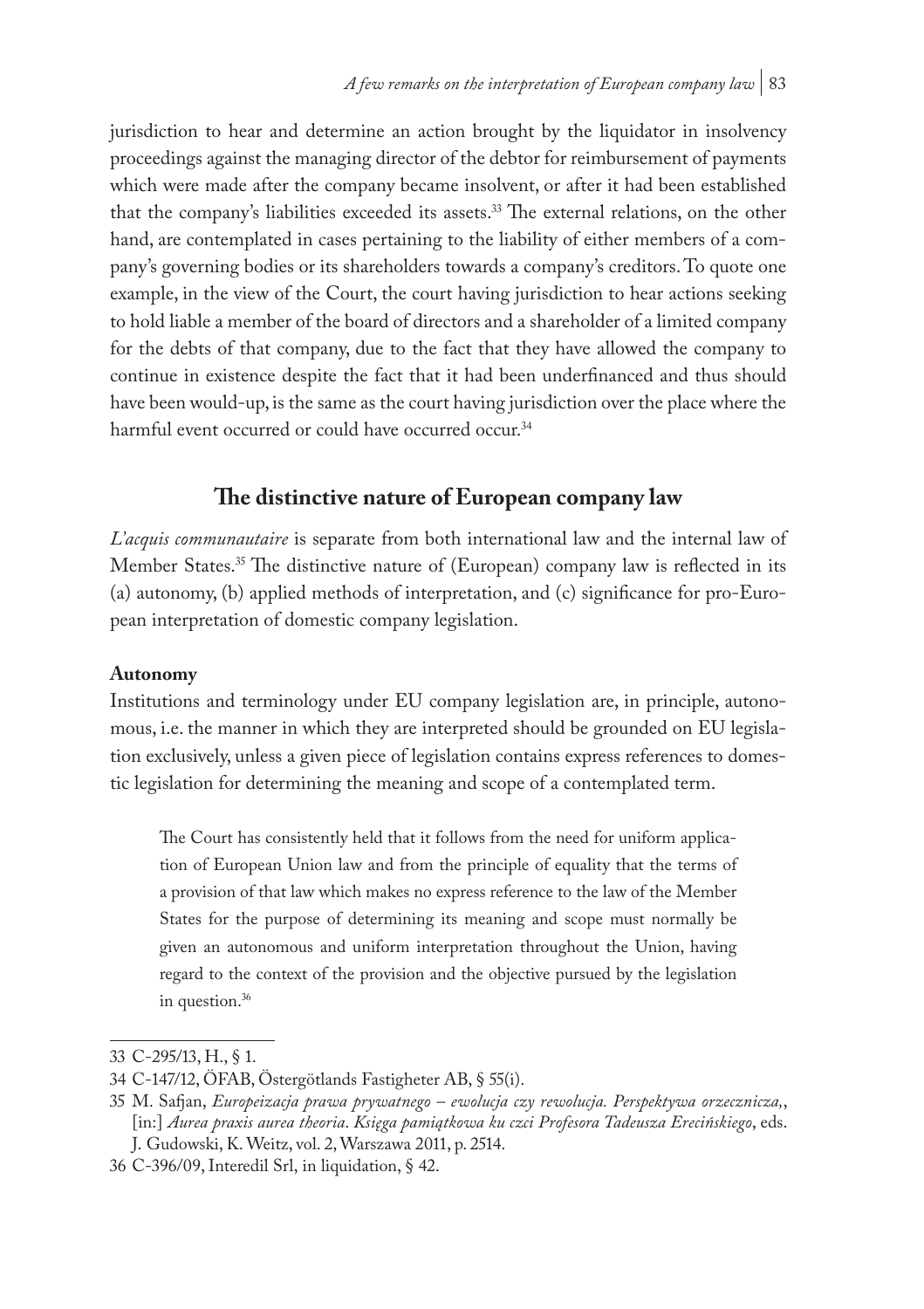jurisdiction to hear and determine an action brought by the liquidator in insolvency proceedings against the managing director of the debtor for reimbursement of payments which were made after the company became insolvent, or after it had been established that the company's liabilities exceeded its assets.[33] The external relations, on the other hand, are contemplated in cases pertaining to the liability of either members of a company's governing bodies or its shareholders towards a company's creditors. To quote one example, in the view of the Court, the court having jurisdiction to hear actions seeking to hold liable a member of the board of directors and a shareholder of a limited company for the debts of that company, due to the fact that they have allowed the company to continue in existence despite the fact that it had been underfinanced and thus should have been would-up, is the same as the court having jurisdiction over the place where the harmful event occurred or could have occurred occur.[34]

## The distinctive nature of European company law

*L'acquis communautaire* is separate from both international law and the internal law of Member States.[35] The distinctive nature of (European) company law is reflected in its (a) autonomy, (b) applied methods of interpretation, and (c) significance for pro-European interpretation of domestic company legislation.

### Autonomy

Institutions and terminology under EU company legislation are, in principle, autonomous, i.e. the manner in which they are interpreted should be grounded on EU legislation exclusively, unless a given piece of legislation contains express references to domestic legislation for determining the meaning and scope of a contemplated term.

> The Court has consistently held that it follows from the need for uniform application of European Union law and from the principle of equality that the terms of a provision of that law which makes no express reference to the law of the Member States for the purpose of determining its meaning and scope must normally be given an autonomous and uniform interpretation throughout the Union, having regard to the context of the provision and the objective pursued by the legislation in question.[36]

---

33 C-295/13, H., § 1.

34 C-147/12, ÖFAB, Östergötlands Fastigheter AB, § 55(i).

35 M. Safjan, *Europeizacja prawa prywatnego – ewolucja czy rewolucja. Perspektywa orzecznicza*,, [in:] *Aurea praxis aurea theoria. Księga pamiątkowa ku czci Profesora Tadeusza Erecińskiego*, eds. J. Gudowski, K. Weitz, vol. 2, Warszawa 2011, p. 2514.

36 C-396/09, Interedil Srl, in liquidation, § 42.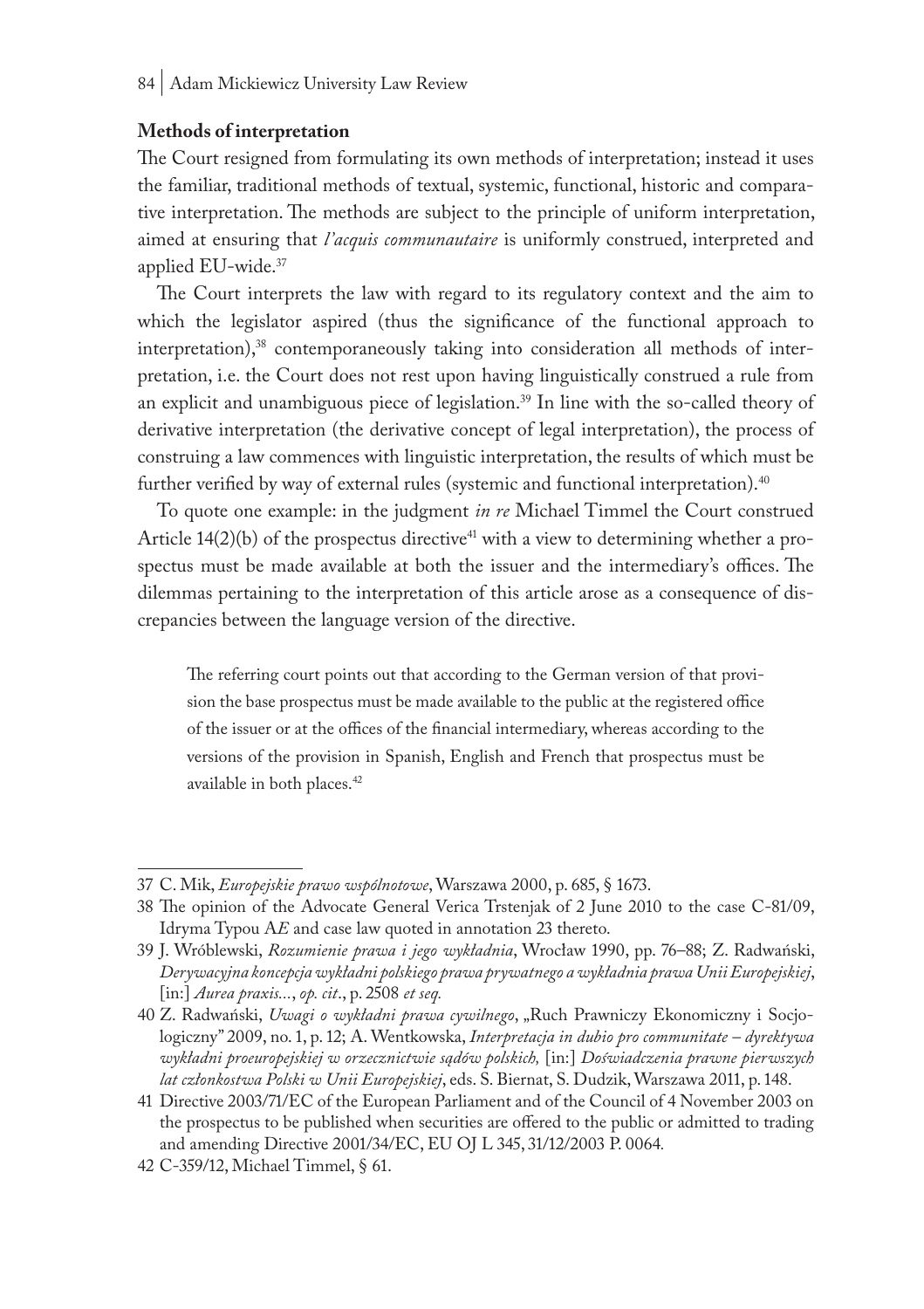**Methods of interpretation**

The Court resigned from formulating its own methods of interpretation; instead it uses the familiar, traditional methods of textual, systemic, functional, historic and comparative interpretation. The methods are subject to the principle of uniform interpretation, aimed at ensuring that *l'acquis communautaire* is uniformly construed, interpreted and applied EU-wide.[37]

The Court interprets the law with regard to its regulatory context and the aim to which the legislator aspired (thus the significance of the functional approach to interpretation),[38] contemporaneously taking into consideration all methods of interpretation, i.e. the Court does not rest upon having linguistically construed a rule from an explicit and unambiguous piece of legislation.[39] In line with the so-called theory of derivative interpretation (the derivative concept of legal interpretation), the process of construing a law commences with linguistic interpretation, the results of which must be further verified by way of external rules (systemic and functional interpretation).[40]

To quote one example: in the judgment *in re* Michael Timmel the Court construed Article 14(2)(b) of the prospectus directive[41] with a view to determining whether a prospectus must be made available at both the issuer and the intermediary's offices. The dilemmas pertaining to the interpretation of this article arose as a consequence of discrepancies between the language version of the directive.

> The referring court points out that according to the German version of that provision the base prospectus must be made available to the public at the registered office of the issuer or at the offices of the financial intermediary, whereas according to the versions of the provision in Spanish, English and French that prospectus must be available in both places.[42]

---

37 C. Mik, *Europejskie prawo wspólnotowe*, Warszawa 2000, p. 685, § 1673.

38 The opinion of the Advocate General Verica Trstenjak of 2 June 2010 to the case C-81/09, Idryma Typou A*E* and case law quoted in annotation 23 thereto.

39 J. Wróblewski, *Rozumienie prawa i jego wykładnia*, Wrocław 1990, pp. 76–88; Z. Radwański, *Derywacyjna koncepcja wykładni polskiego prawa prywatnego a wykładnia prawa Unii Europejskiej*, [in:] *Aurea praxis...*, *op. cit*., p. 2508 *et seq.*

40 Z. Radwański, *Uwagi o wykładni prawa cywilnego*, „Ruch Prawniczy Ekonomiczny i Socjologiczny" 2009, no. 1, p. 12; A. Wentkowska, *Interpretacja in dubio pro communitate – dyrektywa wykładni proeuropejskiej w orzecznictwie sądów polskich,* [in:] *Doświadczenia prawne pierwszych lat członkostwa Polski w Unii Europejskiej*, eds. S. Biernat, S. Dudzik, Warszawa 2011, p. 148.

41 Directive 2003/71/EC of the European Parliament and of the Council of 4 November 2003 on the prospectus to be published when securities are offered to the public or admitted to trading and amending Directive 2001/34/EC, EU OJ L 345, 31/12/2003 P. 0064.

42 C-359/12, Michael Timmel, § 61.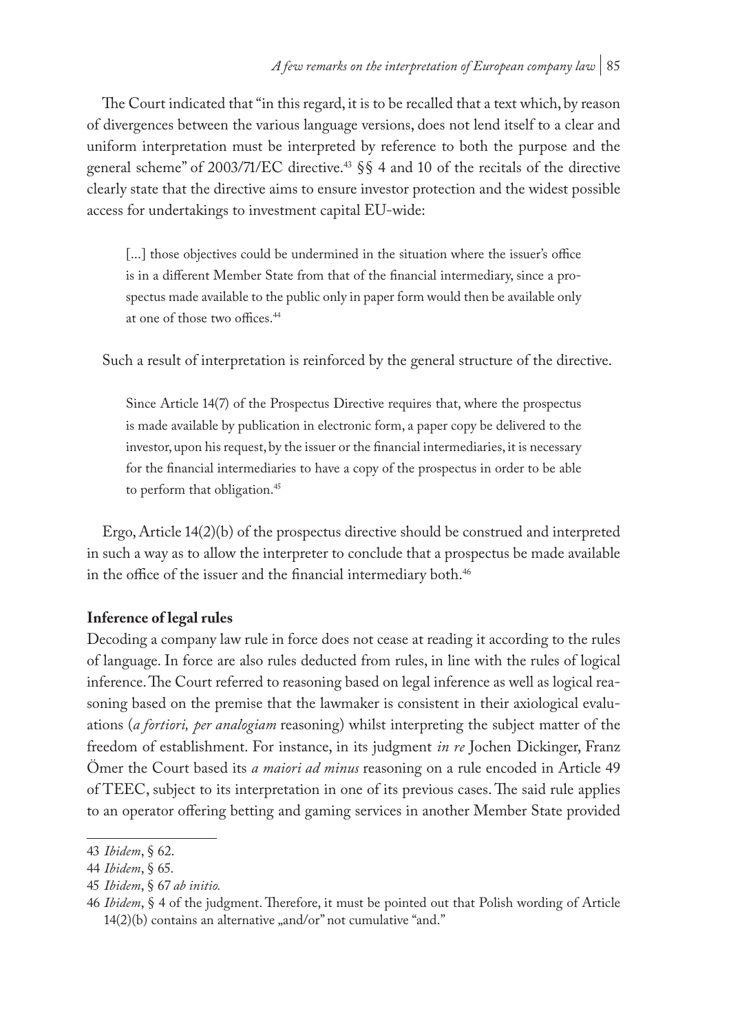The Court indicated that "in this regard, it is to be recalled that a text which, by reason of divergences between the various language versions, does not lend itself to a clear and uniform interpretation must be interpreted by reference to both the purpose and the general scheme" of 2003/71/EC directive.[43] §§ 4 and 10 of the recitals of the directive clearly state that the directive aims to ensure investor protection and the widest possible access for undertakings to investment capital EU-wide:

> [...] those objectives could be undermined in the situation where the issuer's office is in a different Member State from that of the financial intermediary, since a prospectus made available to the public only in paper form would then be available only at one of those two offices.[44]

Such a result of interpretation is reinforced by the general structure of the directive.

> Since Article 14(7) of the Prospectus Directive requires that, where the prospectus is made available by publication in electronic form, a paper copy be delivered to the investor, upon his request, by the issuer or the financial intermediaries, it is necessary for the financial intermediaries to have a copy of the prospectus in order to be able to perform that obligation.[45]

Ergo, Article 14(2)(b) of the prospectus directive should be construed and interpreted in such a way as to allow the interpreter to conclude that a prospectus be made available in the office of the issuer and the financial intermediary both.[46]

**Inference of legal rules**

Decoding a company law rule in force does not cease at reading it according to the rules of language. In force are also rules deducted from rules, in line with the rules of logical inference. The Court referred to reasoning based on legal inference as well as logical reasoning based on the premise that the lawmaker is consistent in their axiological evaluations (*a fortiori, per analogiam* reasoning) whilst interpreting the subject matter of the freedom of establishment. For instance, in its judgment *in re* Jochen Dickinger, Franz Ömer the Court based its *a maiori ad minus* reasoning on a rule encoded in Article 49 of TEEC, subject to its interpretation in one of its previous cases. The said rule applies to an operator offering betting and gaming services in another Member State provided

---

43 *Ibidem*, § 62.

44 *Ibidem*, § 65.

45 *Ibidem*, § 67 *ab initio.*

46 *Ibidem*, § 4 of the judgment. Therefore, it must be pointed out that Polish wording of Article 14(2)(b) contains an alternative „and/or" not cumulative "and."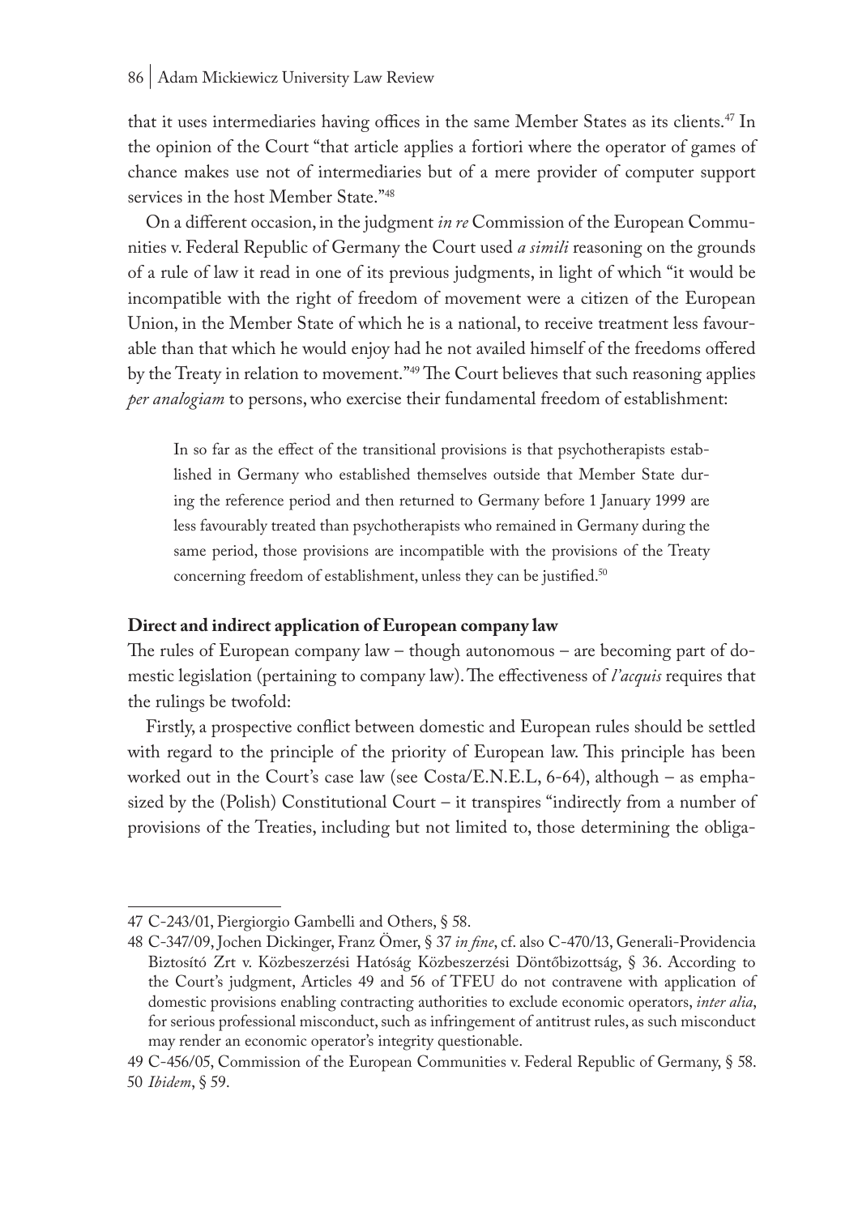that it uses intermediaries having offices in the same Member States as its clients.[47] In the opinion of the Court "that article applies a fortiori where the operator of games of chance makes use not of intermediaries but of a mere provider of computer support services in the host Member State."[48]

On a different occasion, in the judgment *in re* Commission of the European Communities v. Federal Republic of Germany the Court used *a simili* reasoning on the grounds of a rule of law it read in one of its previous judgments, in light of which "it would be incompatible with the right of freedom of movement were a citizen of the European Union, in the Member State of which he is a national, to receive treatment less favourable than that which he would enjoy had he not availed himself of the freedoms offered by the Treaty in relation to movement."[49] The Court believes that such reasoning applies *per analogiam* to persons, who exercise their fundamental freedom of establishment:

> In so far as the effect of the transitional provisions is that psychotherapists established in Germany who established themselves outside that Member State during the reference period and then returned to Germany before 1 January 1999 are less favourably treated than psychotherapists who remained in Germany during the same period, those provisions are incompatible with the provisions of the Treaty concerning freedom of establishment, unless they can be justified.[50]

**Direct and indirect application of European company law**

The rules of European company law – though autonomous – are becoming part of domestic legislation (pertaining to company law). The effectiveness of *l'acquis* requires that the rulings be twofold:

Firstly, a prospective conflict between domestic and European rules should be settled with regard to the principle of the priority of European law. This principle has been worked out in the Court's case law (see Costa/E.N.E.L, 6-64), although – as emphasized by the (Polish) Constitutional Court – it transpires "indirectly from a number of provisions of the Treaties, including but not limited to, those determining the obliga-

---

47 C-243/01, Piergiorgio Gambelli and Others, § 58.

48 C-347/09, Jochen Dickinger, Franz Ömer, § 37 *in fine*, cf. also C-470/13, Generali-Providencia Biztosító Zrt v. Közbeszerzési Hatóság Közbeszerzési Döntőbizottság, § 36. According to the Court's judgment, Articles 49 and 56 of TFEU do not contravene with application of domestic provisions enabling contracting authorities to exclude economic operators, *inter alia*, for serious professional misconduct, such as infringement of antitrust rules, as such misconduct may render an economic operator's integrity questionable.

49 C-456/05, Commission of the European Communities v. Federal Republic of Germany, § 58.

50 *Ibidem*, § 59.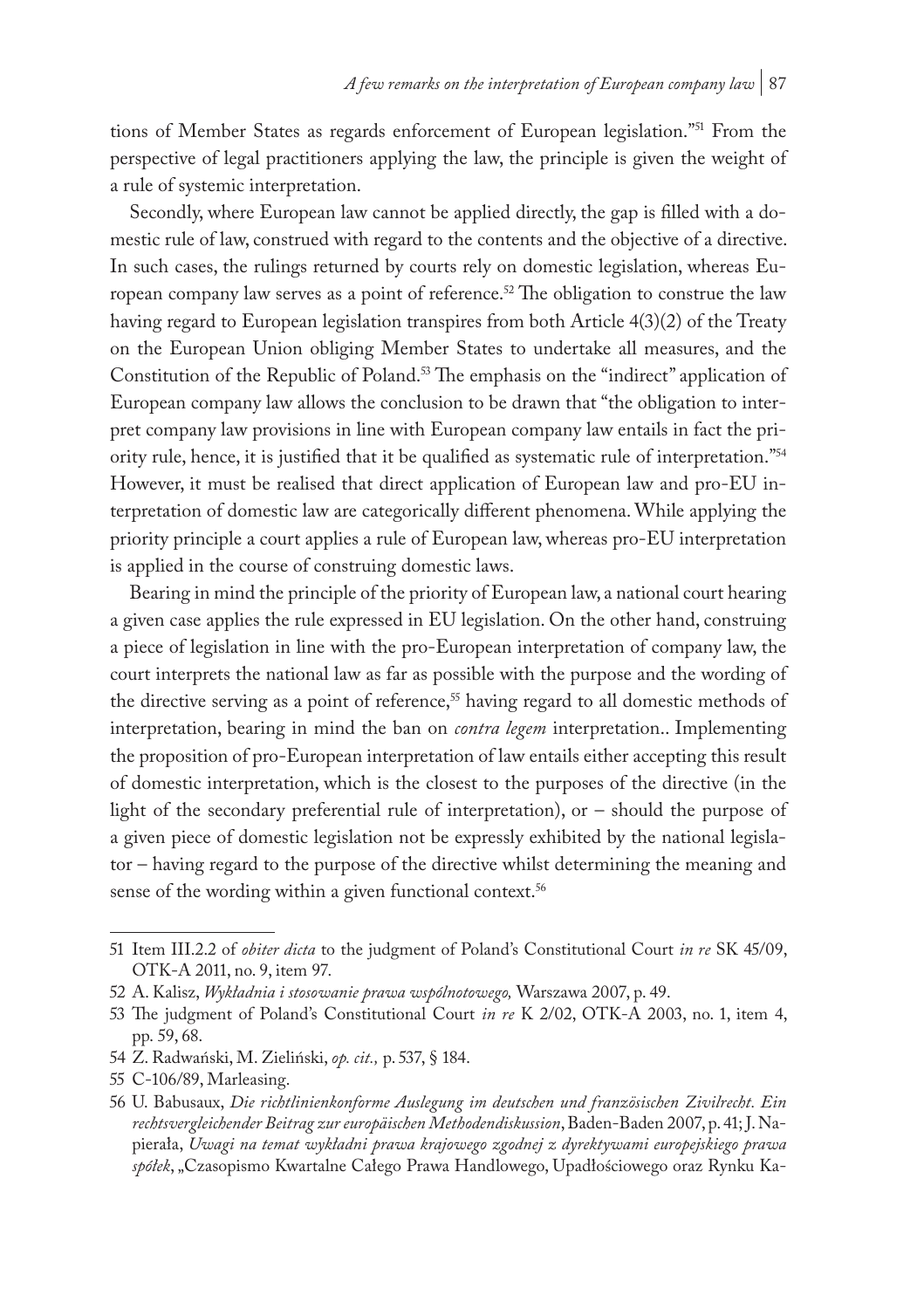tions of Member States as regards enforcement of European legislation."[51] From the perspective of legal practitioners applying the law, the principle is given the weight of a rule of systemic interpretation.

Secondly, where European law cannot be applied directly, the gap is filled with a domestic rule of law, construed with regard to the contents and the objective of a directive. In such cases, the rulings returned by courts rely on domestic legislation, whereas European company law serves as a point of reference.[52] The obligation to construe the law having regard to European legislation transpires from both Article 4(3)(2) of the Treaty on the European Union obliging Member States to undertake all measures, and the Constitution of the Republic of Poland.[53] The emphasis on the "indirect" application of European company law allows the conclusion to be drawn that "the obligation to interpret company law provisions in line with European company law entails in fact the priority rule, hence, it is justified that it be qualified as systematic rule of interpretation."[54] However, it must be realised that direct application of European law and pro-EU interpretation of domestic law are categorically different phenomena. While applying the priority principle a court applies a rule of European law, whereas pro-EU interpretation is applied in the course of construing domestic laws.

Bearing in mind the principle of the priority of European law, a national court hearing a given case applies the rule expressed in EU legislation. On the other hand, construing a piece of legislation in line with the pro-European interpretation of company law, the court interprets the national law as far as possible with the purpose and the wording of the directive serving as a point of reference,[55] having regard to all domestic methods of interpretation, bearing in mind the ban on *contra legem* interpretation.. Implementing the proposition of pro-European interpretation of law entails either accepting this result of domestic interpretation, which is the closest to the purposes of the directive (in the light of the secondary preferential rule of interpretation), or – should the purpose of a given piece of domestic legislation not be expressly exhibited by the national legislator – having regard to the purpose of the directive whilst determining the meaning and sense of the wording within a given functional context.[56]

---

51 Item III.2.2 of *obiter dicta* to the judgment of Poland's Constitutional Court *in re* SK 45/09, OTK-A 2011, no. 9, item 97.

52 A. Kalisz, *Wykładnia i stosowanie prawa wspólnotowego,* Warszawa 2007, p. 49.

53 The judgment of Poland's Constitutional Court *in re* K 2/02, OTK-A 2003, no. 1, item 4, pp. 59, 68.

54 Z. Radwański, M. Zieliński, *op. cit.,* p. 537, § 184.

55 C-106/89, Marleasing.

56 U. Babusaux, *Die richtlinienkonforme Auslegung im deutschen und französischen Zivilrecht. Ein rechtsvergleichender Beitrag zur europäischen Methodendiskussion*, Baden-Baden 2007, p. 41; J. Napierała, *Uwagi na temat wykładni prawa krajowego zgodnej z dyrektywami europejskiego prawa spółek*, „Czasopismo Kwartalne Całego Prawa Handlowego, Upadłościowego oraz Rynku Ka-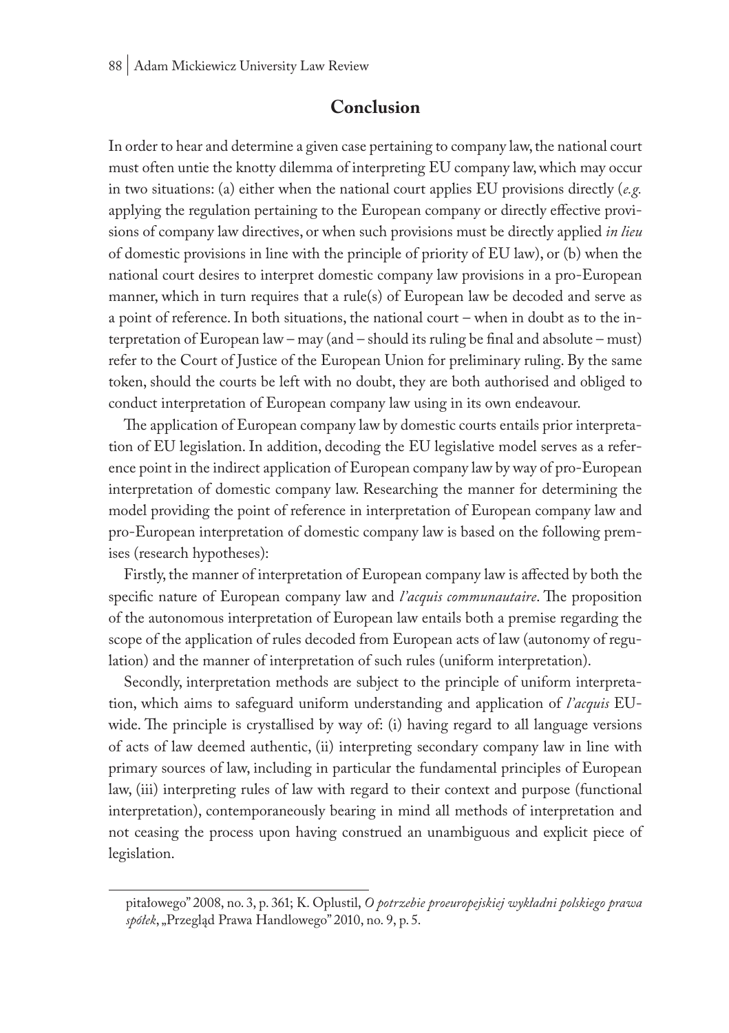## Conclusion

In order to hear and determine a given case pertaining to company law, the national court must often untie the knotty dilemma of interpreting EU company law, which may occur in two situations: (a) either when the national court applies EU provisions directly (*e.g.* applying the regulation pertaining to the European company or directly effective provisions of company law directives, or when such provisions must be directly applied *in lieu* of domestic provisions in line with the principle of priority of EU law), or (b) when the national court desires to interpret domestic company law provisions in a pro-European manner, which in turn requires that a rule(s) of European law be decoded and serve as a point of reference. In both situations, the national court – when in doubt as to the interpretation of European law – may (and – should its ruling be final and absolute – must) refer to the Court of Justice of the European Union for preliminary ruling. By the same token, should the courts be left with no doubt, they are both authorised and obliged to conduct interpretation of European company law using in its own endeavour.

The application of European company law by domestic courts entails prior interpretation of EU legislation. In addition, decoding the EU legislative model serves as a reference point in the indirect application of European company law by way of pro-European interpretation of domestic company law. Researching the manner for determining the model providing the point of reference in interpretation of European company law and pro-European interpretation of domestic company law is based on the following premises (research hypotheses):

Firstly, the manner of interpretation of European company law is affected by both the specific nature of European company law and *l'acquis communautaire*. The proposition of the autonomous interpretation of European law entails both a premise regarding the scope of the application of rules decoded from European acts of law (autonomy of regulation) and the manner of interpretation of such rules (uniform interpretation).

Secondly, interpretation methods are subject to the principle of uniform interpretation, which aims to safeguard uniform understanding and application of *l'acquis* EU-wide. The principle is crystallised by way of: (i) having regard to all language versions of acts of law deemed authentic, (ii) interpreting secondary company law in line with primary sources of law, including in particular the fundamental principles of European law, (iii) interpreting rules of law with regard to their context and purpose (functional interpretation), contemporaneously bearing in mind all methods of interpretation and not ceasing the process upon having construed an unambiguous and explicit piece of legislation.

pitałowego" 2008, no. 3, p. 361; K. Oplustil, *O potrzebie proeuropejskiej wykładni polskiego prawa spółek*, „Przegląd Prawa Handlowego" 2010, no. 9, p. 5.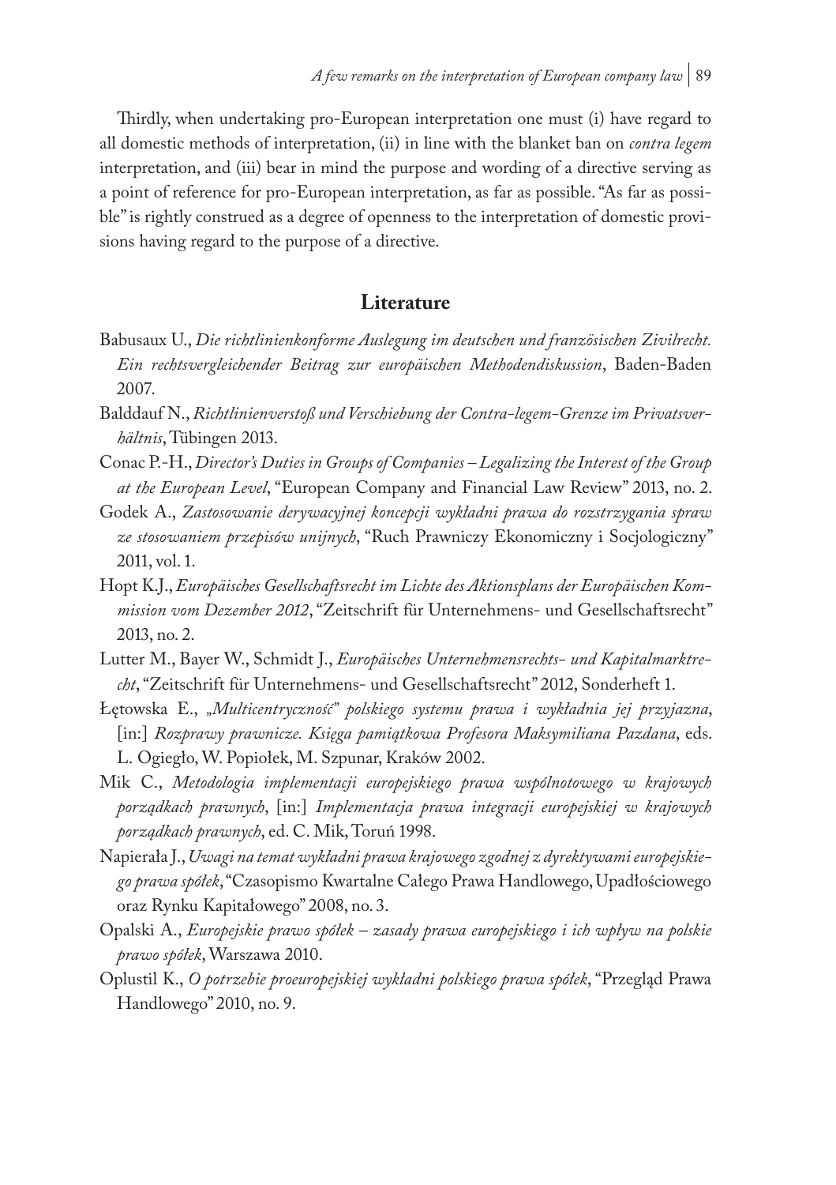Thirdly, when undertaking pro-European interpretation one must (i) have regard to all domestic methods of interpretation, (ii) in line with the blanket ban on *contra legem* interpretation, and (iii) bear in mind the purpose and wording of a directive serving as a point of reference for pro-European interpretation, as far as possible. "As far as possible" is rightly construed as a degree of openness to the interpretation of domestic provisions having regard to the purpose of a directive.

## Literature

Babusaux U., *Die richtlinienkonforme Auslegung im deutschen und französischen Zivilrecht. Ein rechtsvergleichender Beitrag zur europäischen Methodendiskussion*, Baden-Baden 2007.

Balddauf N., *Richtlinienverstoß und Verschiebung der Contra-legem-Grenze im Privatsverhältnis*, Tübingen 2013.

Conac P.-H., *Director's Duties in Groups of Companies – Legalizing the Interest of the Group at the European Level*, "European Company and Financial Law Review" 2013, no. 2.

Godek A., *Zastosowanie derywacyjnej koncepcji wykładni prawa do rozstrzygania spraw ze stosowaniem przepisów unijnych*, "Ruch Prawniczy Ekonomiczny i Socjologiczny" 2011, vol. 1.

Hopt K.J., *Europäisches Gesellschaftsrecht im Lichte des Aktionsplans der Europäischen Kommission vom Dezember 2012*, "Zeitschrift für Unternehmens- und Gesellschaftsrecht" 2013, no. 2.

Lutter M., Bayer W., Schmidt J., *Europäisches Unternehmensrechts- und Kapitalmarktrecht*, "Zeitschrift für Unternehmens- und Gesellschaftsrecht" 2012, Sonderheft 1.

Łętowska E., *„Multicentryczność" polskiego systemu prawa i wykładnia jej przyjazna*, [in:] *Rozprawy prawnicze. Księga pamiątkowa Profesora Maksymiliana Pazdana*, eds. L. Ogiegło, W. Popiołek, M. Szpunar, Kraków 2002.

Mik C., *Metodologia implementacji europejskiego prawa wspólnotowego w krajowych porządkach prawnych*, [in:] *Implementacja prawa integracji europejskiej w krajowych porządkach prawnych*, ed. C. Mik, Toruń 1998.

Napierała J., *Uwagi na temat wykładni prawa krajowego zgodnej z dyrektywami europejskiego prawa spółek*, "Czasopismo Kwartalne Całego Prawa Handlowego, Upadłościowego oraz Rynku Kapitałowego" 2008, no. 3.

Opalski A., *Europejskie prawo spółek – zasady prawa europejskiego i ich wpływ na polskie prawo spółek*, Warszawa 2010.

Oplustil K., *O potrzebie proeuropejskiej wykładni polskiego prawa spółek*, "Przegląd Prawa Handlowego" 2010, no. 9.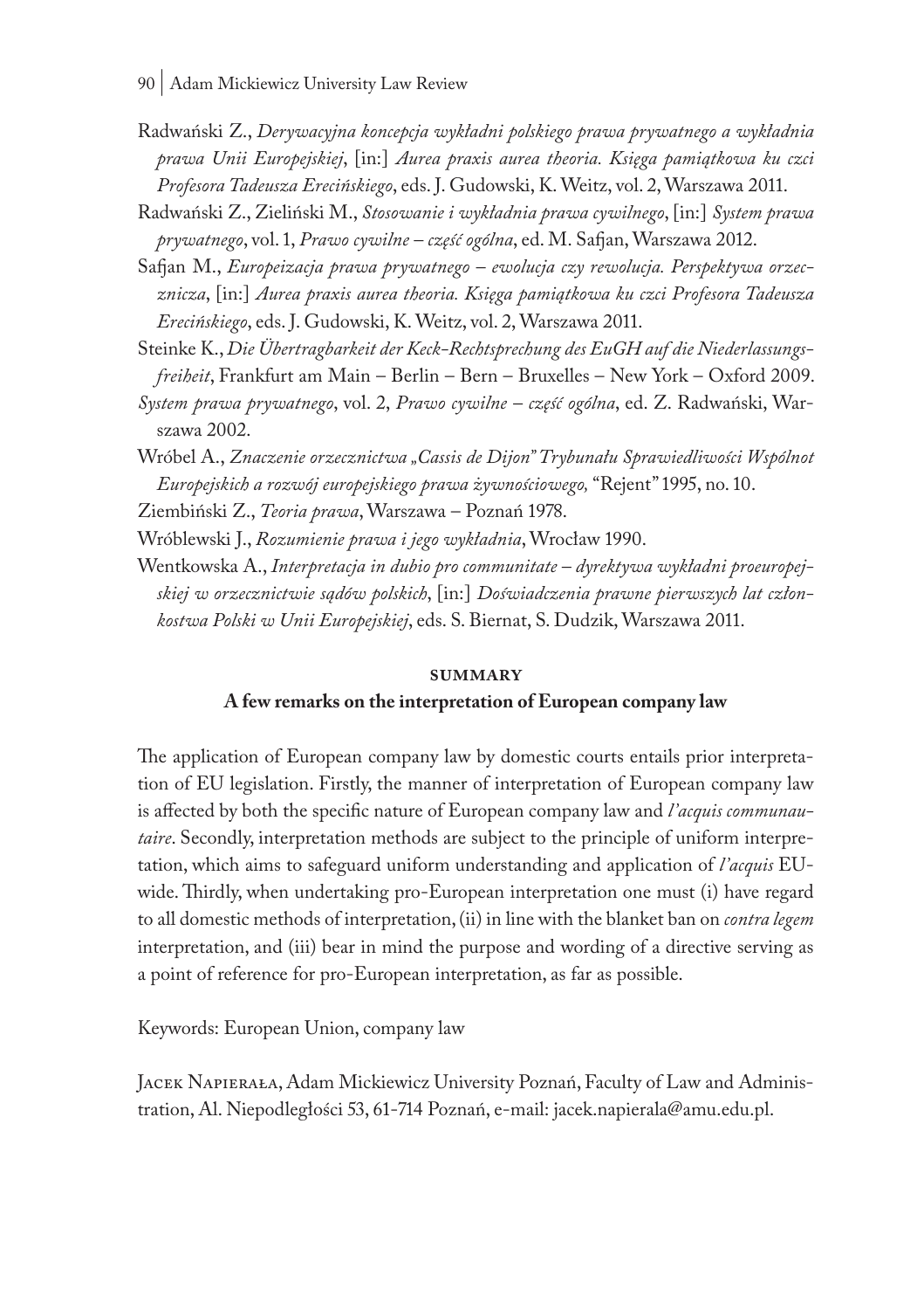Radwański Z., *Derywacyjna koncepcja wykładni polskiego prawa prywatnego a wykładnia prawa Unii Europejskiej*, [in:] *Aurea praxis aurea theoria. Księga pamiątkowa ku czci Profesora Tadeusza Ereci­ńskiego*, eds. J. Gudowski, K. Weitz, vol. 2, Warszawa 2011.

Radwański Z., Zieliński M., *Stosowanie i wykładnia prawa cywilnego*, [in:] *System prawa prywatnego*, vol. 1, *Prawo cywilne – część ogólna*, ed. M. Safjan, Warszawa 2012.

Safjan M., *Europeizacja prawa prywatnego – ewolucja czy rewolucja. Perspektywa orzecznicza*, [in:] *Aurea praxis aurea theoria. Księga pamiątkowa ku czci Profesora Tadeusza Erecińskiego*, eds. J. Gudowski, K. Weitz, vol. 2, Warszawa 2011.

Steinke K., *Die Übertragbarkeit der Keck-Rechtsprechung des EuGH auf die Niederlassungsfreiheit*, Frankfurt am Main – Berlin – Bern – Bruxelles – New York – Oxford 2009.

*System prawa prywatnego*, vol. 2, *Prawo cywilne – część ogólna*, ed. Z. Radwański, Warszawa 2002.

Wróbel A., *Znaczenie orzecznictwa „Cassis de Dijon" Trybunału Sprawiedliwości Wspólnot Europejskich a rozwój europejskiego prawa żywnościowego,* "Rejent" 1995, no. 10.

Ziembiński Z., *Teoria prawa*, Warszawa – Poznań 1978.

Wróblewski J., *Rozumienie prawa i jego wykładnia*, Wrocław 1990.

Wentkowska A., *Interpretacja in dubio pro communitate – dyrektywa wykładni proeuropejskiej w orzecznictwie sądów polskich*, [in:] *Doświadczenia prawne pierwszych lat członkostwa Polski w Unii Europejskiej*, eds. S. Biernat, S. Dudzik, Warszawa 2011.

## SUMMARY

### A few remarks on the interpretation of European company law

The application of European company law by domestic courts entails prior interpretation of EU legislation. Firstly, the manner of interpretation of European company law is affected by both the specific nature of European company law and *l'acquis communautaire*. Secondly, interpretation methods are subject to the principle of uniform interpretation, which aims to safeguard uniform understanding and application of *l'acquis* EU-wide. Thirdly, when undertaking pro-European interpretation one must (i) have regard to all domestic methods of interpretation, (ii) in line with the blanket ban on *contra legem* interpretation, and (iii) bear in mind the purpose and wording of a directive serving as a point of reference for pro-European interpretation, as far as possible.

Keywords: European Union, company law

Jacek Napierała, Adam Mickiewicz University Poznań, Faculty of Law and Administration, Al. Niepodległości 53, 61-714 Poznań, e-mail: jacek.napierala@amu.edu.pl.